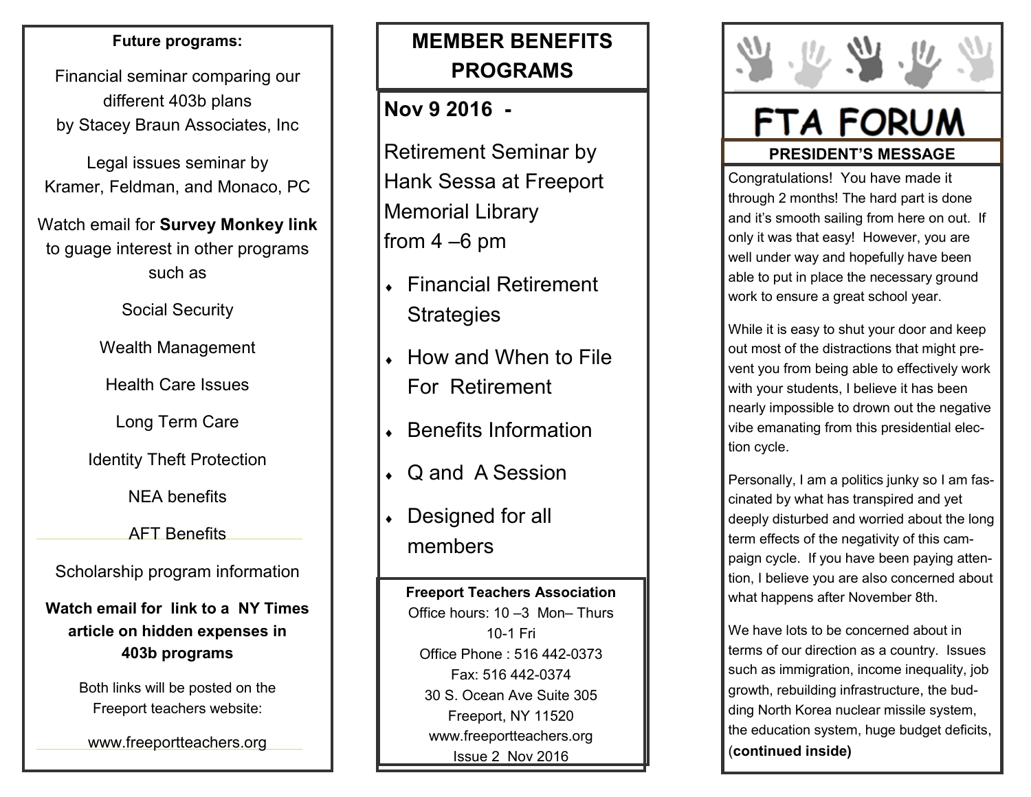**Future programs:**

Financial seminar comparing our different 403b plans by Stacey Braun Associates, Inc

Legal issues seminar by Kramer, Feldman, and Monaco, PC

Watch email for **Survey Monkey link** to guage interest in other programs such as

Social Security

Wealth Management

Health Care Issues

Long Term Care

Identity Theft Protection

NEA benefits

AFT Benefits

Scholarship program information

**Watch email for link to a NY Times article on hidden expenses in 403b programs**

Both links will be posted on the Freeport teachers website:

www.freeportteachers.org

## MEMBER BENEFITS PROGRAMS

**Nov 9 2016 -**

Retirement Seminar by Hank Sessa at Freeport Memorial Library from 4 –6 pm

- Financial Retirement Strategies
- How and When to File For Retirement
- Benefits Information
- Q and A Session
- Designed for all members

**Freeport Teachers Association**
Office hours: 10 –3 Mon– Thurs
10-1 Fri
Office Phone : 516 442-0373
Fax: 516 442-0374
30 S. Ocean Ave Suite 305
Freeport, NY 11520
www.freeportteachers.org
Issue 2 Nov 2016

# FTA FORUM

## PRESIDENT'S MESSAGE

Congratulations! You have made it through 2 months! The hard part is done and it's smooth sailing from here on out. If only it was that easy! However, you are well under way and hopefully have been able to put in place the necessary ground work to ensure a great school year.

While it is easy to shut your door and keep out most of the distractions that might prevent you from being able to effectively work with your students, I believe it has been nearly impossible to drown out the negative vibe emanating from this presidential election cycle.

Personally, I am a politics junky so I am fascinated by what has transpired and yet deeply disturbed and worried about the long term effects of the negativity of this campaign cycle. If you have been paying attention, I believe you are also concerned about what happens after November 8th.

We have lots to be concerned about in terms of our direction as a country. Issues such as immigration, income inequality, job growth, rebuilding infrastructure, the budding North Korea nuclear missile system, the education system, huge budget deficits, (**continued inside)**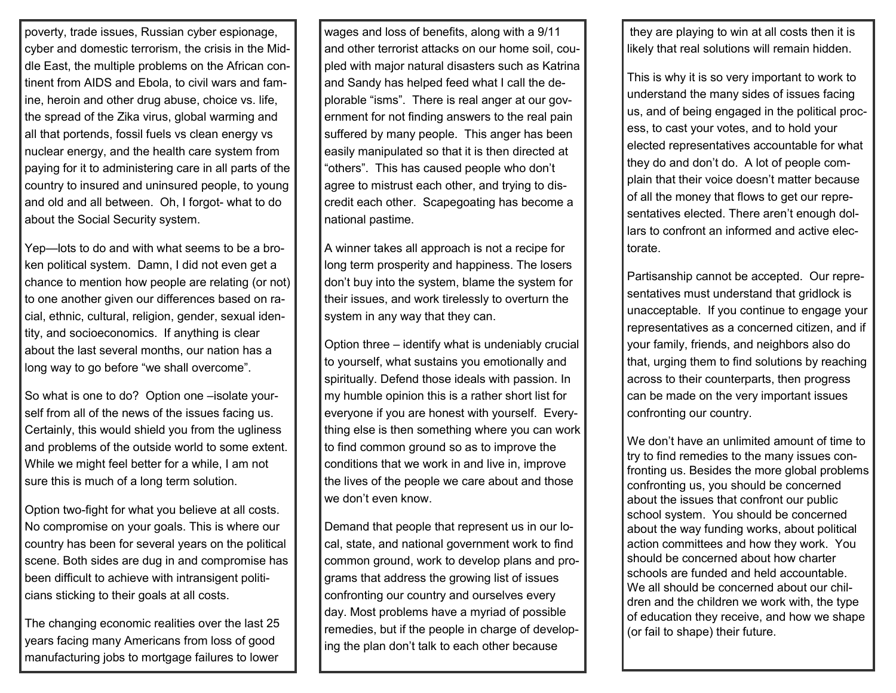poverty, trade issues, Russian cyber espionage, cyber and domestic terrorism, the crisis in the Middle East, the multiple problems on the African continent from AIDS and Ebola, to civil wars and famine, heroin and other drug abuse, choice vs. life, the spread of the Zika virus, global warming and all that portends, fossil fuels vs clean energy vs nuclear energy, and the health care system from paying for it to administering care in all parts of the country to insured and uninsured people, to young and old and all between. Oh, I forgot- what to do about the Social Security system.

Yep—lots to do and with what seems to be a broken political system. Damn, I did not even get a chance to mention how people are relating (or not) to one another given our differences based on racial, ethnic, cultural, religion, gender, sexual identity, and socioeconomics. If anything is clear about the last several months, our nation has a long way to go before "we shall overcome".

So what is one to do? Option one –isolate yourself from all of the news of the issues facing us. Certainly, this would shield you from the ugliness and problems of the outside world to some extent. While we might feel better for a while, I am not sure this is much of a long term solution.

Option two-fight for what you believe at all costs. No compromise on your goals. This is where our country has been for several years on the political scene. Both sides are dug in and compromise has been difficult to achieve with intransigent politicians sticking to their goals at all costs.

The changing economic realities over the last 25 years facing many Americans from loss of good manufacturing jobs to mortgage failures to lower wages and loss of benefits, along with a 9/11 and other terrorist attacks on our home soil, coupled with major natural disasters such as Katrina and Sandy has helped feed what I call the deplorable "isms". There is real anger at our government for not finding answers to the real pain suffered by many people. This anger has been easily manipulated so that it is then directed at "others". This has caused people who don't agree to mistrust each other, and trying to discredit each other. Scapegoating has become a national pastime.

A winner takes all approach is not a recipe for long term prosperity and happiness. The losers don't buy into the system, blame the system for their issues, and work tirelessly to overturn the system in any way that they can.

Option three – identify what is undeniably crucial to yourself, what sustains you emotionally and spiritually. Defend those ideals with passion. In my humble opinion this is a rather short list for everyone if you are honest with yourself. Everything else is then something where you can work to find common ground so as to improve the conditions that we work in and live in, improve the lives of the people we care about and those we don't even know.

Demand that people that represent us in our local, state, and national government work to find common ground, work to develop plans and programs that address the growing list of issues confronting our country and ourselves every day. Most problems have a myriad of possible remedies, but if the people in charge of developing the plan don't talk to each other because they are playing to win at all costs then it is likely that real solutions will remain hidden.

This is why it is so very important to work to understand the many sides of issues facing us, and of being engaged in the political process, to cast your votes, and to hold your elected representatives accountable for what they do and don't do. A lot of people complain that their voice doesn't matter because of all the money that flows to get our representatives elected. There aren't enough dollars to confront an informed and active electorate.

Partisanship cannot be accepted. Our representatives must understand that gridlock is unacceptable. If you continue to engage your representatives as a concerned citizen, and if your family, friends, and neighbors also do that, urging them to find solutions by reaching across to their counterparts, then progress can be made on the very important issues confronting our country.

We don't have an unlimited amount of time to try to find remedies to the many issues confronting us. Besides the more global problems confronting us, you should be concerned about the issues that confront our public school system. You should be concerned about the way funding works, about political action committees and how they work. You should be concerned about how charter schools are funded and held accountable. We all should be concerned about our children and the children we work with, the type of education they receive, and how we shape (or fail to shape) their future.